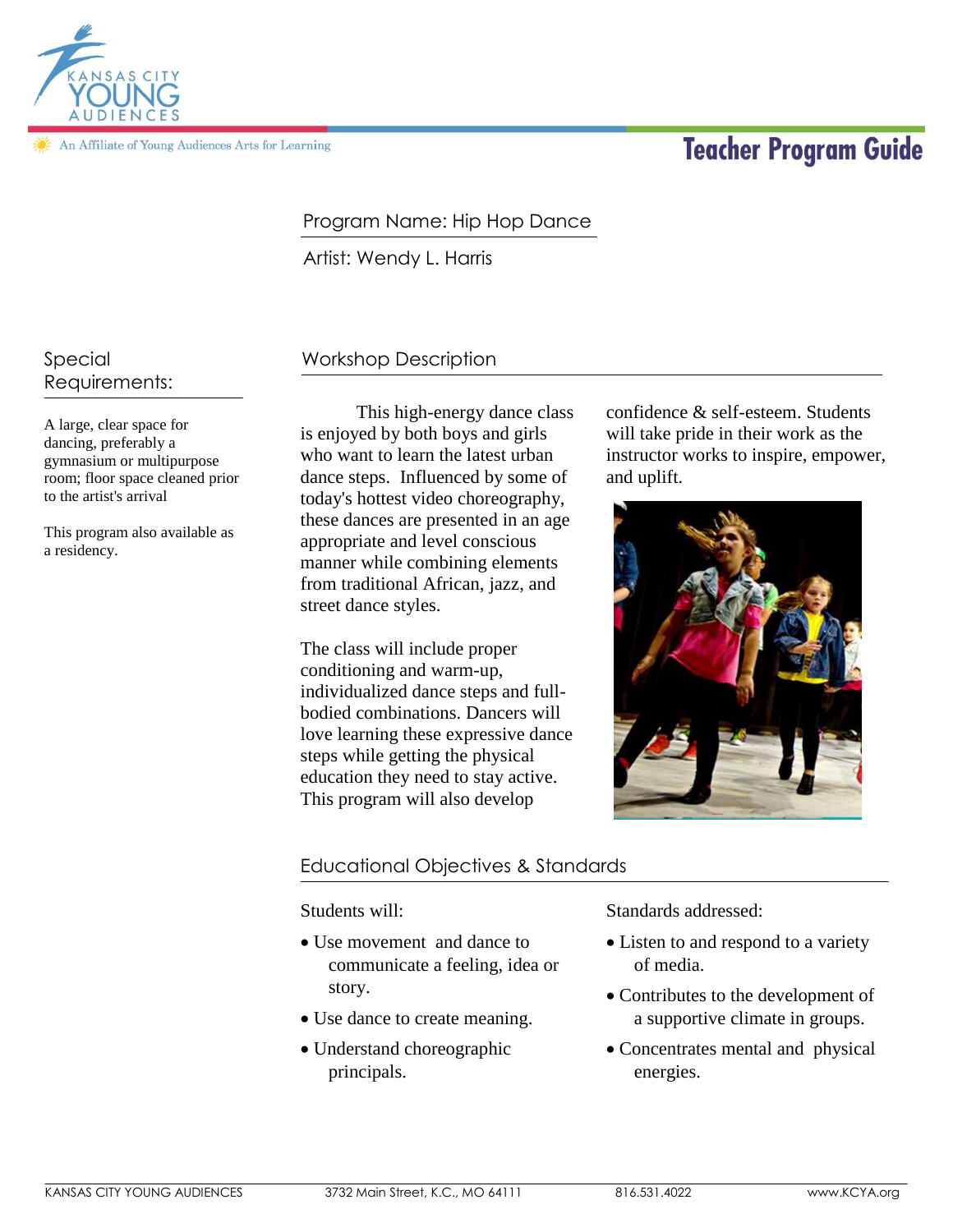Kansas City Young Audiences

An Affiliate of Young Audiences Arts for Learning

# Teacher Program Guide

Program Name: Hip Hop Dance

Artist: Wendy L. Harris

## Special Requirements:

A large, clear space for dancing, preferably a gymnasium or multipurpose room; floor space cleaned prior to the artist's arrival

This program also available as a residency.

## Workshop Description

This high-energy dance class is enjoyed by both boys and girls who want to learn the latest urban dance steps. Influenced by some of today's hottest video choreography, these dances are presented in an age appropriate and level conscious manner while combining elements from traditional African, jazz, and street dance styles.

The class will include proper conditioning and warm-up, individualized dance steps and full-bodied combinations. Dancers will love learning these expressive dance steps while getting the physical education they need to stay active. This program will also develop confidence & self-esteem. Students will take pride in their work as the instructor works to inspire, empower, and uplift.

## Educational Objectives & Standards

Students will:

- Use movement and dance to communicate a feeling, idea or story.
- Use dance to create meaning.
- Understand choreographic principals.

Standards addressed:

- Listen to and respond to a variety of media.
- Contributes to the development of a supportive climate in groups.
- Concentrates mental and physical energies.

KANSAS CITY YOUNG AUDIENCES | 3732 Main Street, K.C., MO 64111 | 816.531.4022 | www.KCYA.org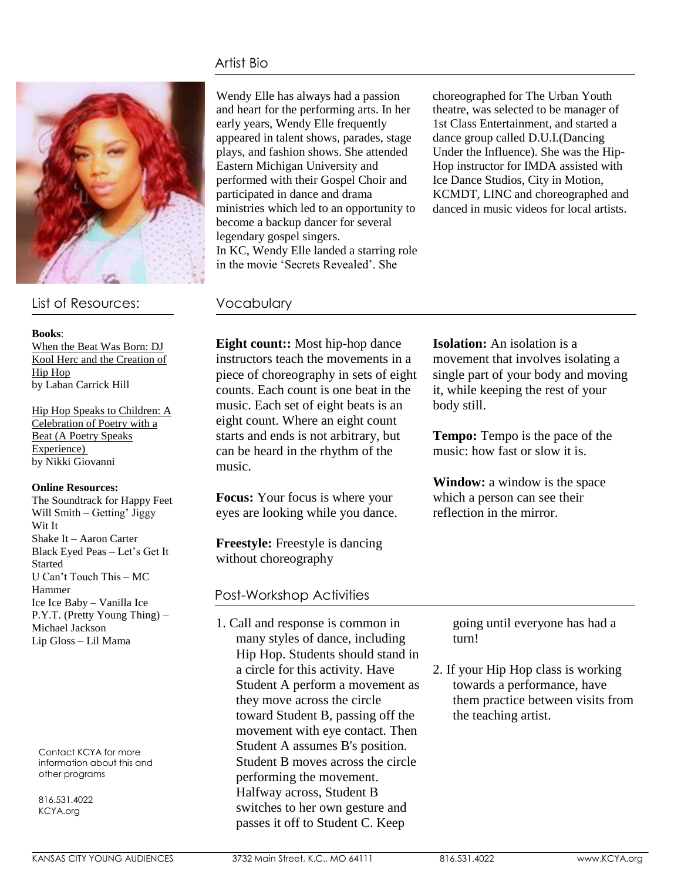## Artist Bio

Wendy Elle has always had a passion and heart for the performing arts. In her early years, Wendy Elle frequently appeared in talent shows, parades, stage plays, and fashion shows. She attended Eastern Michigan University and performed with their Gospel Choir and participated in dance and drama ministries which led to an opportunity to become a backup dancer for several legendary gospel singers.
In KC, Wendy Elle landed a starring role in the movie 'Secrets Revealed'. She choreographed for The Urban Youth theatre, was selected to be manager of 1st Class Entertainment, and started a dance group called D.U.I.(Dancing Under the Influence). She was the Hip-Hop instructor for IMDA assisted with Ice Dance Studios, City in Motion, KCMDT, LINC and choreographed and danced in music videos for local artists.

## List of Resources:

**Books**:

When the Beat Was Born: DJ Kool Herc and the Creation of Hip Hop
by Laban Carrick Hill

Hip Hop Speaks to Children: A Celebration of Poetry with a Beat (A Poetry Speaks Experience)
by Nikki Giovanni

**Online Resources:**

The Soundtrack for Happy Feet
Will Smith – Getting' Jiggy Wit It
Shake It – Aaron Carter
Black Eyed Peas – Let's Get It Started
U Can't Touch This – MC Hammer
Ice Ice Baby – Vanilla Ice
P.Y.T. (Pretty Young Thing) – Michael Jackson
Lip Gloss – Lil Mama

Contact KCYA for more information about this and other programs

816.531.4022
KCYA.org

## Vocabulary

**Eight count::** Most hip-hop dance instructors teach the movements in a piece of choreography in sets of eight counts. Each count is one beat in the music. Each set of eight beats is an eight count. Where an eight count starts and ends is not arbitrary, but can be heard in the rhythm of the music.

**Focus:** Your focus is where your eyes are looking while you dance.

**Freestyle:** Freestyle is dancing without choreography

**Isolation:** An isolation is a movement that involves isolating a single part of your body and moving it, while keeping the rest of your body still.

**Tempo:** Tempo is the pace of the music: how fast or slow it is.

**Window:** a window is the space which a person can see their reflection in the mirror.

## Post-Workshop Activities

1. Call and response is common in many styles of dance, including Hip Hop. Students should stand in a circle for this activity. Have Student A perform a movement as they move across the circle toward Student B, passing off the movement with eye contact. Then Student A assumes B's position. Student B moves across the circle performing the movement. Halfway across, Student B switches to her own gesture and passes it off to Student C. Keep going until everyone has had a turn!
2. If your Hip Hop class is working towards a performance, have them practice between visits from the teaching artist.